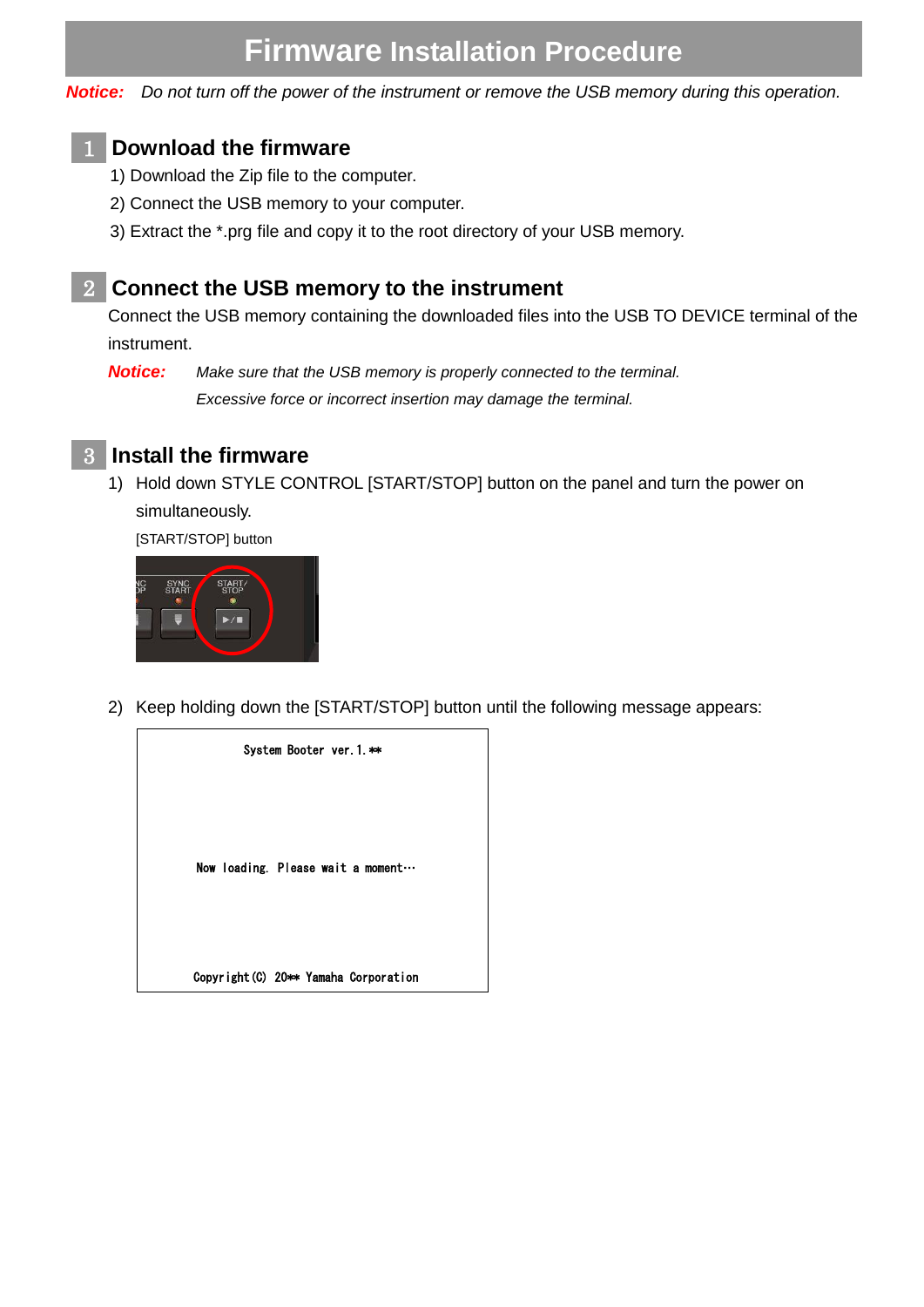# Firmware Installation Procedure

***Notice:*** *Do not turn off the power of the instrument or remove the USB memory during this operation.*

## 1 Download the firmware

1) Download the Zip file to the computer.

2) Connect the USB memory to your computer.

3) Extract the *.prg file and copy it to the root directory of your USB memory.

## 2 Connect the USB memory to the instrument

Connect the USB memory containing the downloaded files into the USB TO DEVICE terminal of the instrument.

***Notice:*** *Make sure that the USB memory is properly connected to the terminal.*
*Excessive force or incorrect insertion may damage the terminal.*

## 3 Install the firmware

1) Hold down STYLE CONTROL [START/STOP] button on the panel and turn the power on simultaneously.

[START/STOP] button

2) Keep holding down the [START/STOP] button until the following message appears:

```
System Booter ver.1.**

Now loading. Please wait a moment…

Copyright(C) 20** Yamaha Corporation
```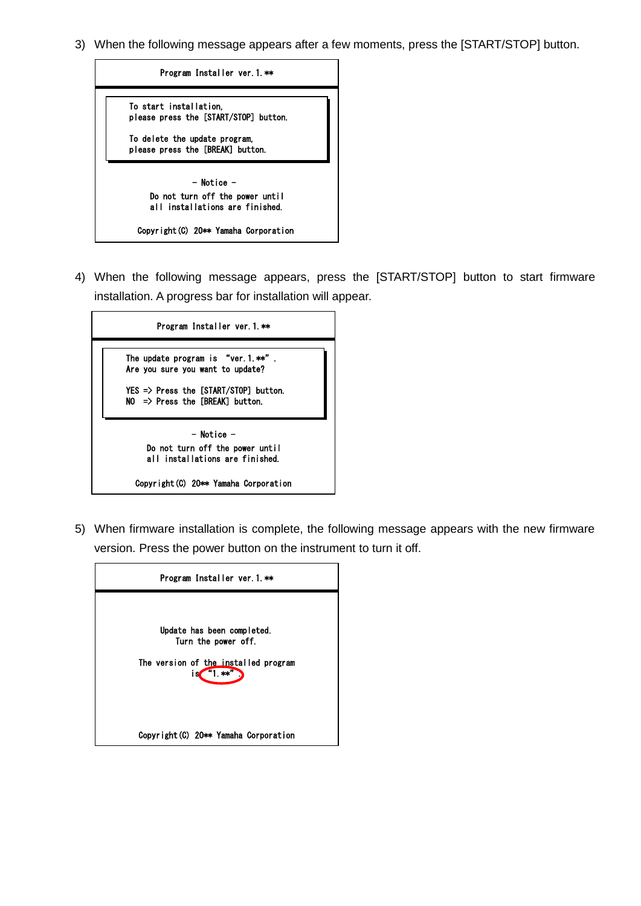3) When the following message appears after a few moments, press the [START/STOP] button.

```
Program Installer ver.1.**

To start installation,
please press the [START/STOP] button.

To delete the update program,
please press the [BREAK] button.

- Notice -
Do not turn off the power until
all installations are finished.

Copyright(C) 20** Yamaha Corporation
```

4) When the following message appears, press the [START/STOP] button to start firmware installation. A progress bar for installation will appear.

```
Program Installer ver.1.**

The update program is "ver.1.**".
Are you sure you want to update?

YES => Press the [START/STOP] button.
NO  => Press the [BREAK] button.

- Notice -
Do not turn off the power until
all installations are finished.

Copyright(C) 20** Yamaha Corporation
```

5) When firmware installation is complete, the following message appears with the new firmware version. Press the power button on the instrument to turn it off.

```
Program Installer ver.1.**

Update has been completed.
Turn the power off.

The version of the installed program
is "1.**".

Copyright(C) 20** Yamaha Corporation
```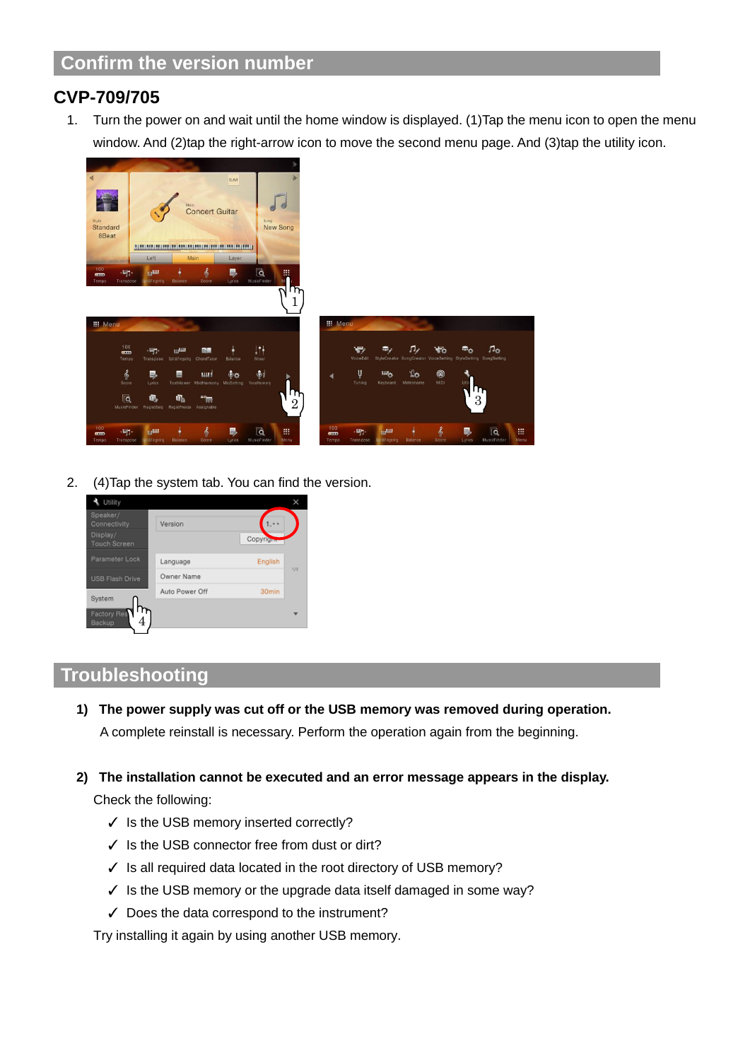## Confirm the version number

### CVP-709/705

1. Turn the power on and wait until the home window is displayed. (1)Tap the menu icon to open the menu window. And (2)tap the right-arrow icon to move the second menu page. And (3)tap the utility icon.

2. (4)Tap the system tab. You can find the version.

## Troubleshooting

**1) The power supply was cut off or the USB memory was removed during operation.**

A complete reinstall is necessary. Perform the operation again from the beginning.

**2) The installation cannot be executed and an error message appears in the display.**

Check the following:

- ✓ Is the USB memory inserted correctly?
- ✓ Is the USB connector free from dust or dirt?
- ✓ Is all required data located in the root directory of USB memory?
- ✓ Is the USB memory or the upgrade data itself damaged in some way?
- ✓ Does the data correspond to the instrument?

Try installing it again by using another USB memory.